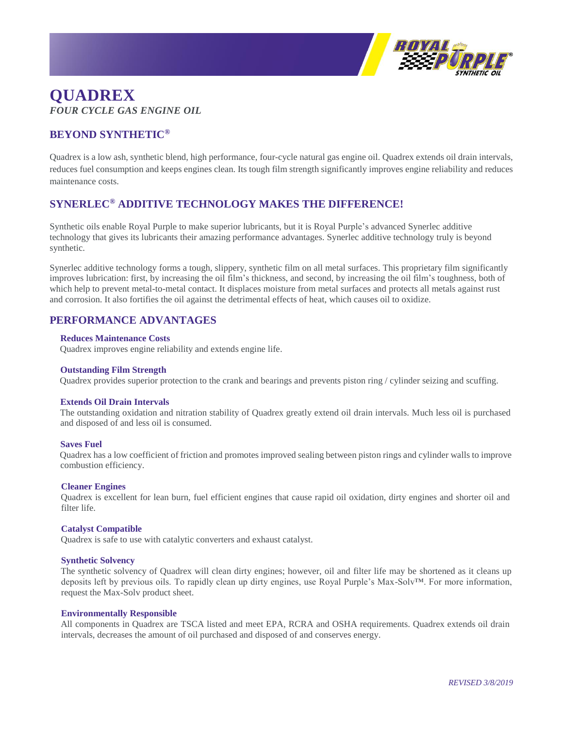# QUADREX

*FOUR CYCLE GAS ENGINE OIL*

## BEYOND SYNTHETIC®

Quadrex is a low ash, synthetic blend, high performance, four-cycle natural gas engine oil. Quadrex extends oil drain intervals, reduces fuel consumption and keeps engines clean. Its tough film strength significantly improves engine reliability and reduces maintenance costs.

## SYNERLEC® ADDITIVE TECHNOLOGY MAKES THE DIFFERENCE!

Synthetic oils enable Royal Purple to make superior lubricants, but it is Royal Purple's advanced Synerlec additive technology that gives its lubricants their amazing performance advantages. Synerlec additive technology truly is beyond synthetic.

Synerlec additive technology forms a tough, slippery, synthetic film on all metal surfaces. This proprietary film significantly improves lubrication: first, by increasing the oil film's thickness, and second, by increasing the oil film's toughness, both of which help to prevent metal-to-metal contact. It displaces moisture from metal surfaces and protects all metals against rust and corrosion. It also fortifies the oil against the detrimental effects of heat, which causes oil to oxidize.

## PERFORMANCE ADVANTAGES

**Reduces Maintenance Costs**
Quadrex improves engine reliability and extends engine life.

**Outstanding Film Strength**
Quadrex provides superior protection to the crank and bearings and prevents piston ring / cylinder seizing and scuffing.

**Extends Oil Drain Intervals**
The outstanding oxidation and nitration stability of Quadrex greatly extend oil drain intervals. Much less oil is purchased and disposed of and less oil is consumed.

**Saves Fuel**
Quadrex has a low coefficient of friction and promotes improved sealing between piston rings and cylinder walls to improve combustion efficiency.

**Cleaner Engines**
Quadrex is excellent for lean burn, fuel efficient engines that cause rapid oil oxidation, dirty engines and shorter oil and filter life.

**Catalyst Compatible**
Quadrex is safe to use with catalytic converters and exhaust catalyst.

**Synthetic Solvency**
The synthetic solvency of Quadrex will clean dirty engines; however, oil and filter life may be shortened as it cleans up deposits left by previous oils. To rapidly clean up dirty engines, use Royal Purple's Max-Solv™. For more information, request the Max-Solv product sheet.

**Environmentally Responsible**
All components in Quadrex are TSCA listed and meet EPA, RCRA and OSHA requirements. Quadrex extends oil drain intervals, decreases the amount of oil purchased and disposed of and conserves energy.

*REVISED 3/8/2019*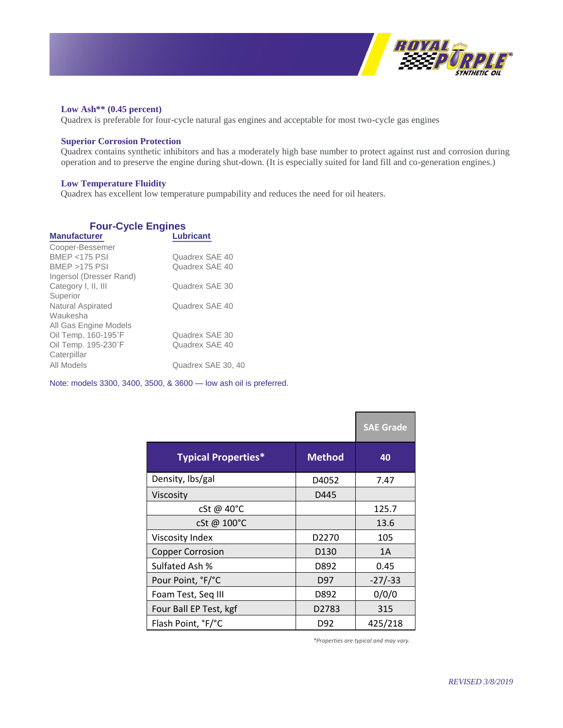### Low Ash** (0.45 percent)

Quadrex is preferable for four-cycle natural gas engines and acceptable for most two-cycle gas engines

### Superior Corrosion Protection

Quadrex contains synthetic inhibitors and has a moderately high base number to protect against rust and corrosion during operation and to preserve the engine during shut-down. (It is especially suited for land fill and co-generation engines.)

### Low Temperature Fluidity

Quadrex has excellent low temperature pumpability and reduces the need for oil heaters.

## Four-Cycle Engines

| Manufacturer | Lubricant |
|---|---|
| Cooper-Bessemer | |
| BMEP <175 PSI | Quadrex SAE 40 |
| BMEP >175 PSI | Quadrex SAE 40 |
| Ingersol (Dresser Rand) | |
| Category I, II, III | Quadrex SAE 30 |
| Superior | |
| Natural Aspirated | Quadrex SAE 40 |
| Waukesha | |
| All Gas Engine Models | |
| Oil Temp. 160-195˚F | Quadrex SAE 30 |
| Oil Temp. 195-230˚F | Quadrex SAE 40 |
| Caterpillar | |
| All Models | Quadrex SAE 30, 40 |

Note: models 3300, 3400, 3500, & 3600 — low ash oil is preferred.

| | | SAE Grade |
|---|---|---|
| **Typical Properties*** | **Method** | **40** |
| Density, lbs/gal | D4052 | 7.47 |
| Viscosity | D445 | |
| cSt @ 40°C | | 125.7 |
| cSt @ 100°C | | 13.6 |
| Viscosity Index | D2270 | 105 |
| Copper Corrosion | D130 | 1A |
| Sulfated Ash % | D892 | 0.45 |
| Pour Point, °F/°C | D97 | -27/-33 |
| Foam Test, Seq III | D892 | 0/0/0 |
| Four Ball EP Test, kgf | D2783 | 315 |
| Flash Point, °F/°C | D92 | 425/218 |

*\*Properties are typical and may vary.*

*REVISED 3/8/2019*